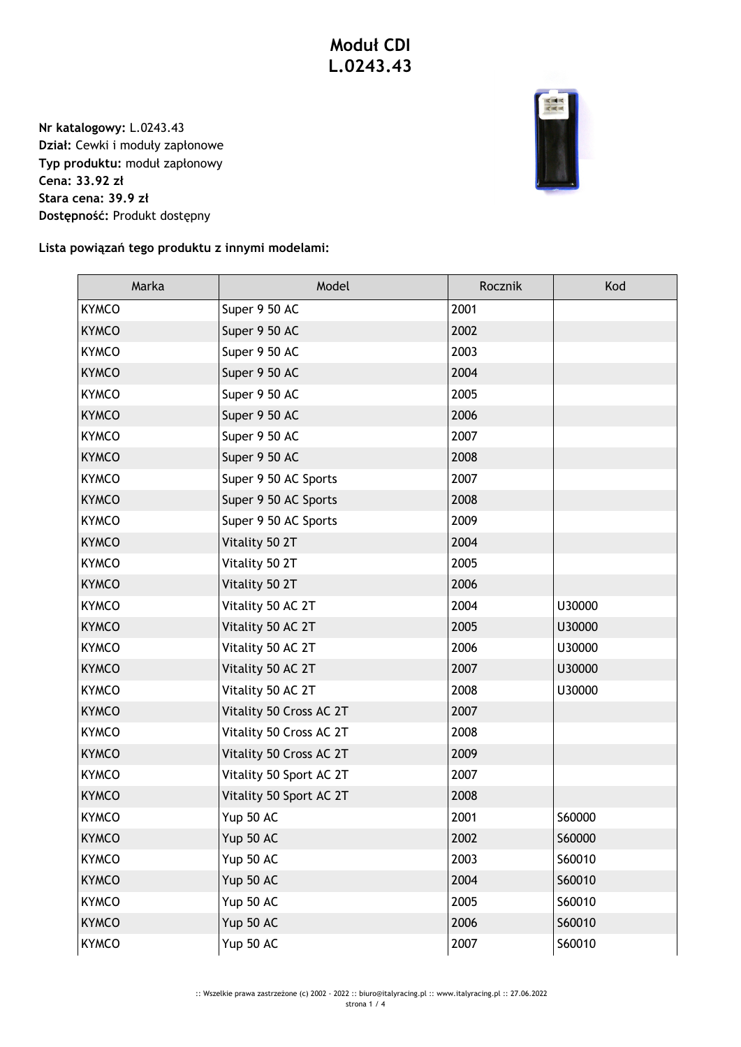# Moduł CDI
# L.0243.43

**Nr katalogowy:** L.0243.43
**Dział:** Cewki i moduły zapłonowe
**Typ produktu:** moduł zapłonowy
**Cena: 33.92 zł**
**Stara cena: 39.9 zł**
**Dostępność:** Produkt dostępny

**Lista powiązań tego produktu z innymi modelami:**

| Marka | Model | Rocznik | Kod |
|---|---|---|---|
| KYMCO | Super 9 50 AC | 2001 | |
| KYMCO | Super 9 50 AC | 2002 | |
| KYMCO | Super 9 50 AC | 2003 | |
| KYMCO | Super 9 50 AC | 2004 | |
| KYMCO | Super 9 50 AC | 2005 | |
| KYMCO | Super 9 50 AC | 2006 | |
| KYMCO | Super 9 50 AC | 2007 | |
| KYMCO | Super 9 50 AC | 2008 | |
| KYMCO | Super 9 50 AC Sports | 2007 | |
| KYMCO | Super 9 50 AC Sports | 2008 | |
| KYMCO | Super 9 50 AC Sports | 2009 | |
| KYMCO | Vitality 50 2T | 2004 | |
| KYMCO | Vitality 50 2T | 2005 | |
| KYMCO | Vitality 50 2T | 2006 | |
| KYMCO | Vitality 50 AC 2T | 2004 | U30000 |
| KYMCO | Vitality 50 AC 2T | 2005 | U30000 |
| KYMCO | Vitality 50 AC 2T | 2006 | U30000 |
| KYMCO | Vitality 50 AC 2T | 2007 | U30000 |
| KYMCO | Vitality 50 AC 2T | 2008 | U30000 |
| KYMCO | Vitality 50 Cross AC 2T | 2007 | |
| KYMCO | Vitality 50 Cross AC 2T | 2008 | |
| KYMCO | Vitality 50 Cross AC 2T | 2009 | |
| KYMCO | Vitality 50 Sport AC 2T | 2007 | |
| KYMCO | Vitality 50 Sport AC 2T | 2008 | |
| KYMCO | Yup 50 AC | 2001 | S60000 |
| KYMCO | Yup 50 AC | 2002 | S60000 |
| KYMCO | Yup 50 AC | 2003 | S60010 |
| KYMCO | Yup 50 AC | 2004 | S60010 |
| KYMCO | Yup 50 AC | 2005 | S60010 |
| KYMCO | Yup 50 AC | 2006 | S60010 |
| KYMCO | Yup 50 AC | 2007 | S60010 |

:: Wszelkie prawa zastrzeżone (c) 2002 - 2022 :: biuro@italyracing.pl :: www.italyracing.pl :: 27.06.2022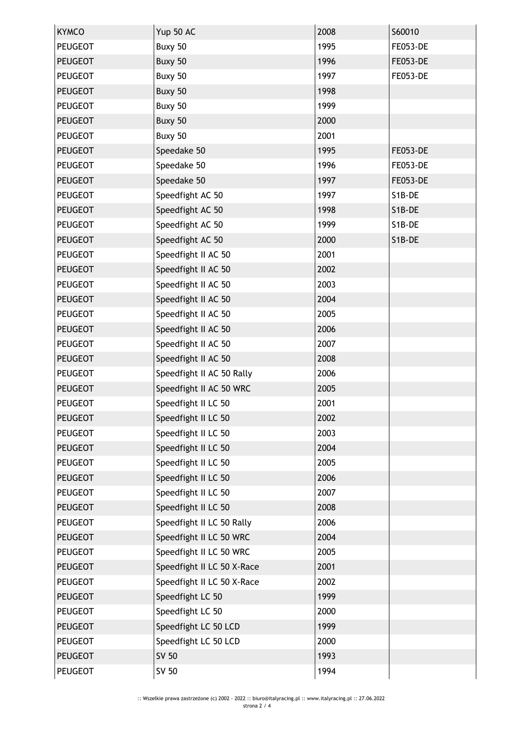| KYMCO | Yup 50 AC | 2008 | S60010 |
|---|---|---|---|
| PEUGEOT | Buxy 50 | 1995 | FE053-DE |
| PEUGEOT | Buxy 50 | 1996 | FE053-DE |
| PEUGEOT | Buxy 50 | 1997 | FE053-DE |
| PEUGEOT | Buxy 50 | 1998 | |
| PEUGEOT | Buxy 50 | 1999 | |
| PEUGEOT | Buxy 50 | 2000 | |
| PEUGEOT | Buxy 50 | 2001 | |
| PEUGEOT | Speedake 50 | 1995 | FE053-DE |
| PEUGEOT | Speedake 50 | 1996 | FE053-DE |
| PEUGEOT | Speedake 50 | 1997 | FE053-DE |
| PEUGEOT | Speedfight AC 50 | 1997 | S1B-DE |
| PEUGEOT | Speedfight AC 50 | 1998 | S1B-DE |
| PEUGEOT | Speedfight AC 50 | 1999 | S1B-DE |
| PEUGEOT | Speedfight AC 50 | 2000 | S1B-DE |
| PEUGEOT | Speedfight II AC 50 | 2001 | |
| PEUGEOT | Speedfight II AC 50 | 2002 | |
| PEUGEOT | Speedfight II AC 50 | 2003 | |
| PEUGEOT | Speedfight II AC 50 | 2004 | |
| PEUGEOT | Speedfight II AC 50 | 2005 | |
| PEUGEOT | Speedfight II AC 50 | 2006 | |
| PEUGEOT | Speedfight II AC 50 | 2007 | |
| PEUGEOT | Speedfight II AC 50 | 2008 | |
| PEUGEOT | Speedfight II AC 50 Rally | 2006 | |
| PEUGEOT | Speedfight II AC 50 WRC | 2005 | |
| PEUGEOT | Speedfight II LC 50 | 2001 | |
| PEUGEOT | Speedfight II LC 50 | 2002 | |
| PEUGEOT | Speedfight II LC 50 | 2003 | |
| PEUGEOT | Speedfight II LC 50 | 2004 | |
| PEUGEOT | Speedfight II LC 50 | 2005 | |
| PEUGEOT | Speedfight II LC 50 | 2006 | |
| PEUGEOT | Speedfight II LC 50 | 2007 | |
| PEUGEOT | Speedfight II LC 50 | 2008 | |
| PEUGEOT | Speedfight II LC 50 Rally | 2006 | |
| PEUGEOT | Speedfight II LC 50 WRC | 2004 | |
| PEUGEOT | Speedfight II LC 50 WRC | 2005 | |
| PEUGEOT | Speedfight II LC 50 X-Race | 2001 | |
| PEUGEOT | Speedfight II LC 50 X-Race | 2002 | |
| PEUGEOT | Speedfight LC 50 | 1999 | |
| PEUGEOT | Speedfight LC 50 | 2000 | |
| PEUGEOT | Speedfight LC 50 LCD | 1999 | |
| PEUGEOT | Speedfight LC 50 LCD | 2000 | |
| PEUGEOT | SV 50 | 1993 | |
| PEUGEOT | SV 50 | 1994 | |

:: Wszelkie prawa zastrzeżone (c) 2002 - 2022 :: biuro@italyracing.pl :: www.italyracing.pl :: 27.06.2022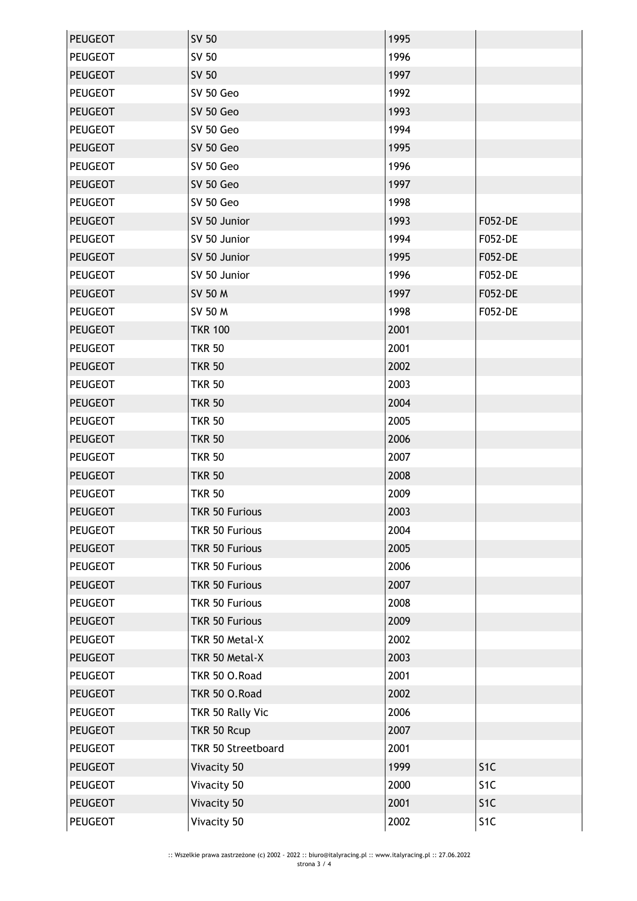| PEUGEOT | SV 50 | 1995 | |
|---|---|---|---|
| PEUGEOT | SV 50 | 1996 | |
| PEUGEOT | SV 50 | 1997 | |
| PEUGEOT | SV 50 Geo | 1992 | |
| PEUGEOT | SV 50 Geo | 1993 | |
| PEUGEOT | SV 50 Geo | 1994 | |
| PEUGEOT | SV 50 Geo | 1995 | |
| PEUGEOT | SV 50 Geo | 1996 | |
| PEUGEOT | SV 50 Geo | 1997 | |
| PEUGEOT | SV 50 Geo | 1998 | |
| PEUGEOT | SV 50 Junior | 1993 | F052-DE |
| PEUGEOT | SV 50 Junior | 1994 | F052-DE |
| PEUGEOT | SV 50 Junior | 1995 | F052-DE |
| PEUGEOT | SV 50 Junior | 1996 | F052-DE |
| PEUGEOT | SV 50 M | 1997 | F052-DE |
| PEUGEOT | SV 50 M | 1998 | F052-DE |
| PEUGEOT | TKR 100 | 2001 | |
| PEUGEOT | TKR 50 | 2001 | |
| PEUGEOT | TKR 50 | 2002 | |
| PEUGEOT | TKR 50 | 2003 | |
| PEUGEOT | TKR 50 | 2004 | |
| PEUGEOT | TKR 50 | 2005 | |
| PEUGEOT | TKR 50 | 2006 | |
| PEUGEOT | TKR 50 | 2007 | |
| PEUGEOT | TKR 50 | 2008 | |
| PEUGEOT | TKR 50 | 2009 | |
| PEUGEOT | TKR 50 Furious | 2003 | |
| PEUGEOT | TKR 50 Furious | 2004 | |
| PEUGEOT | TKR 50 Furious | 2005 | |
| PEUGEOT | TKR 50 Furious | 2006 | |
| PEUGEOT | TKR 50 Furious | 2007 | |
| PEUGEOT | TKR 50 Furious | 2008 | |
| PEUGEOT | TKR 50 Furious | 2009 | |
| PEUGEOT | TKR 50 Metal-X | 2002 | |
| PEUGEOT | TKR 50 Metal-X | 2003 | |
| PEUGEOT | TKR 50 O.Road | 2001 | |
| PEUGEOT | TKR 50 O.Road | 2002 | |
| PEUGEOT | TKR 50 Rally Vic | 2006 | |
| PEUGEOT | TKR 50 Rcup | 2007 | |
| PEUGEOT | TKR 50 Streetboard | 2001 | |
| PEUGEOT | Vivacity 50 | 1999 | S1C |
| PEUGEOT | Vivacity 50 | 2000 | S1C |
| PEUGEOT | Vivacity 50 | 2001 | S1C |
| PEUGEOT | Vivacity 50 | 2002 | S1C |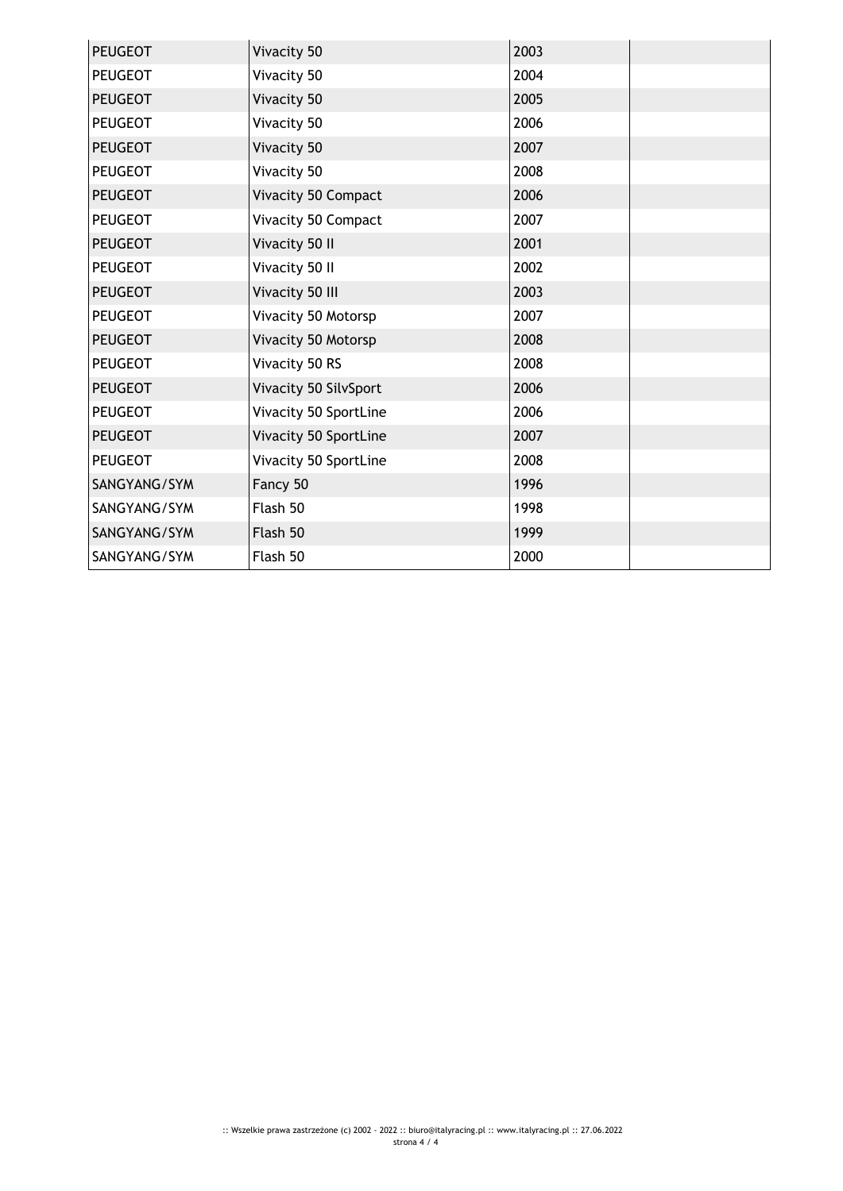| | | | |
|---|---|---|---|
| PEUGEOT | Vivacity 50 | 2003 | |
| PEUGEOT | Vivacity 50 | 2004 | |
| PEUGEOT | Vivacity 50 | 2005 | |
| PEUGEOT | Vivacity 50 | 2006 | |
| PEUGEOT | Vivacity 50 | 2007 | |
| PEUGEOT | Vivacity 50 | 2008 | |
| PEUGEOT | Vivacity 50 Compact | 2006 | |
| PEUGEOT | Vivacity 50 Compact | 2007 | |
| PEUGEOT | Vivacity 50 II | 2001 | |
| PEUGEOT | Vivacity 50 II | 2002 | |
| PEUGEOT | Vivacity 50 III | 2003 | |
| PEUGEOT | Vivacity 50 Motorsp | 2007 | |
| PEUGEOT | Vivacity 50 Motorsp | 2008 | |
| PEUGEOT | Vivacity 50 RS | 2008 | |
| PEUGEOT | Vivacity 50 SilvSport | 2006 | |
| PEUGEOT | Vivacity 50 SportLine | 2006 | |
| PEUGEOT | Vivacity 50 SportLine | 2007 | |
| PEUGEOT | Vivacity 50 SportLine | 2008 | |
| SANGYANG/SYM | Fancy 50 | 1996 | |
| SANGYANG/SYM | Flash 50 | 1998 | |
| SANGYANG/SYM | Flash 50 | 1999 | |
| SANGYANG/SYM | Flash 50 | 2000 | |

:: Wszelkie prawa zastrzeżone (c) 2002 - 2022 :: biuro@italyracing.pl :: www.italyracing.pl :: 27.06.2022